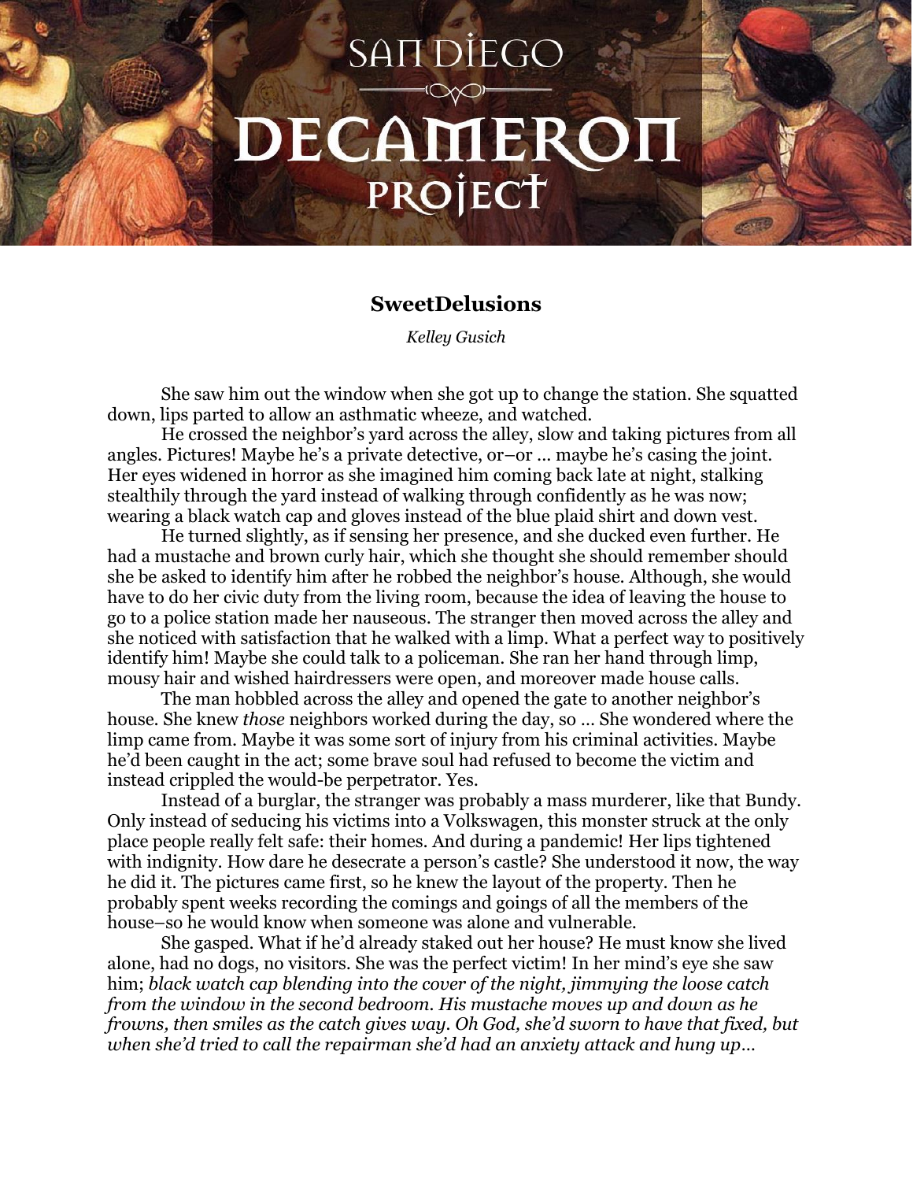SAN DIEGO

DECAMERON

PROJECT

## **SweetDelusions**

*Kelley Gusich*

She saw him out the window when she got up to change the station. She squatted down, lips parted to allow an asthmatic wheeze, and watched.

He crossed the neighbor's yard across the alley, slow and taking pictures from all angles. Pictures! Maybe he's a private detective, or–or ... maybe he's casing the joint. Her eyes widened in horror as she imagined him coming back late at night, stalking stealthily through the yard instead of walking through confidently as he was now; wearing a black watch cap and gloves instead of the blue plaid shirt and down vest.

He turned slightly, as if sensing her presence, and she ducked even further. He had a mustache and brown curly hair, which she thought she should remember should she be asked to identify him after he robbed the neighbor's house. Although, she would have to do her civic duty from the living room, because the idea of leaving the house to go to a police station made her nauseous. The stranger then moved across the alley and she noticed with satisfaction that he walked with a limp. What a perfect way to positively identify him! Maybe she could talk to a policeman. She ran her hand through limp, mousy hair and wished hairdressers were open, and moreover made house calls.

The man hobbled across the alley and opened the gate to another neighbor's house. She knew *those* neighbors worked during the day, so ... She wondered where the limp came from. Maybe it was some sort of injury from his criminal activities. Maybe he'd been caught in the act; some brave soul had refused to become the victim and instead crippled the would-be perpetrator. Yes.

Instead of a burglar, the stranger was probably a mass murderer, like that Bundy. Only instead of seducing his victims into a Volkswagen, this monster struck at the only place people really felt safe: their homes. And during a pandemic! Her lips tightened with indignity. How dare he desecrate a person's castle? She understood it now, the way he did it. The pictures came first, so he knew the layout of the property. Then he probably spent weeks recording the comings and goings of all the members of the house–so he would know when someone was alone and vulnerable.

She gasped. What if he'd already staked out her house? He must know she lived alone, had no dogs, no visitors. She was the perfect victim! In her mind's eye she saw him; *black watch cap blending into the cover of the night, jimmying the loose catch from the window in the second bedroom. His mustache moves up and down as he frowns, then smiles as the catch gives way. Oh God, she'd sworn to have that fixed, but when she'd tried to call the repairman she'd had an anxiety attack and hung up…*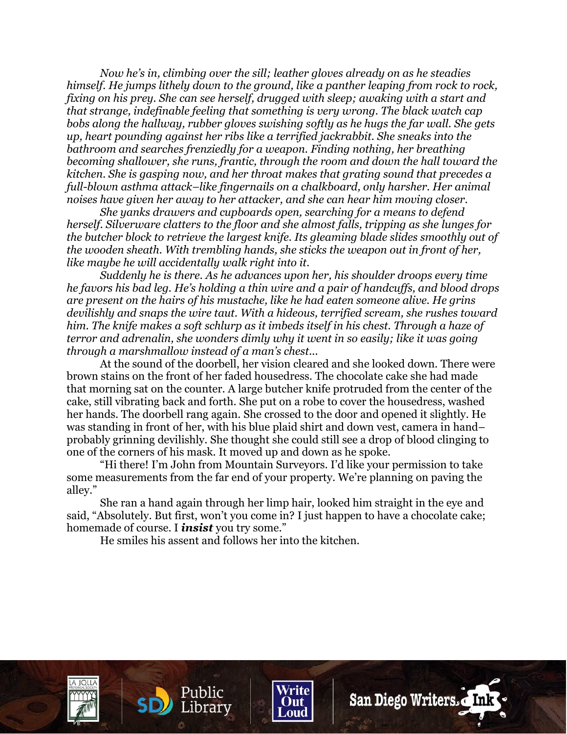*Now he's in, climbing over the sill; leather gloves already on as he steadies himself. He jumps lithely down to the ground, like a panther leaping from rock to rock, fixing on his prey. She can see herself, drugged with sleep; awaking with a start and that strange, indefinable feeling that something is very wrong. The black watch cap bobs along the hallway, rubber gloves swishing softly as he hugs the far wall. She gets up, heart pounding against her ribs like a terrified jackrabbit. She sneaks into the bathroom and searches frenziedly for a weapon. Finding nothing, her breathing becoming shallower, she runs, frantic, through the room and down the hall toward the kitchen. She is gasping now, and her throat makes that grating sound that precedes a full-blown asthma attack–like fingernails on a chalkboard, only harsher. Her animal noises have given her away to her attacker, and she can hear him moving closer.*

*She yanks drawers and cupboards open, searching for a means to defend herself. Silverware clatters to the floor and she almost falls, tripping as she lunges for the butcher block to retrieve the largest knife. Its gleaming blade slides smoothly out of the wooden sheath. With trembling hands, she sticks the weapon out in front of her, like maybe he will accidentally walk right into it.*

*Suddenly he is there. As he advances upon her, his shoulder droops every time he favors his bad leg. He's holding a thin wire and a pair of handcuffs, and blood drops are present on the hairs of his mustache, like he had eaten someone alive. He grins devilishly and snaps the wire taut. With a hideous, terrified scream, she rushes toward him. The knife makes a soft schlurp as it imbeds itself in his chest. Through a haze of terror and adrenalin, she wonders dimly why it went in so easily; like it was going through a marshmallow instead of a man's chest…*

At the sound of the doorbell, her vision cleared and she looked down. There were brown stains on the front of her faded housedress. The chocolate cake she had made that morning sat on the counter. A large butcher knife protruded from the center of the cake, still vibrating back and forth. She put on a robe to cover the housedress, washed her hands. The doorbell rang again. She crossed to the door and opened it slightly. He was standing in front of her, with his blue plaid shirt and down vest, camera in hand–probably grinning devilishly. She thought she could still see a drop of blood clinging to one of the corners of his mask. It moved up and down as he spoke.

"Hi there! I'm John from Mountain Surveyors. I'd like your permission to take some measurements from the far end of your property. We're planning on paving the alley."

She ran a hand again through her limp hair, looked him straight in the eye and said, "Absolutely. But first, won't you come in? I just happen to have a chocolate cake; homemade of course. I ***insist*** you try some."

He smiles his assent and follows her into the kitchen.